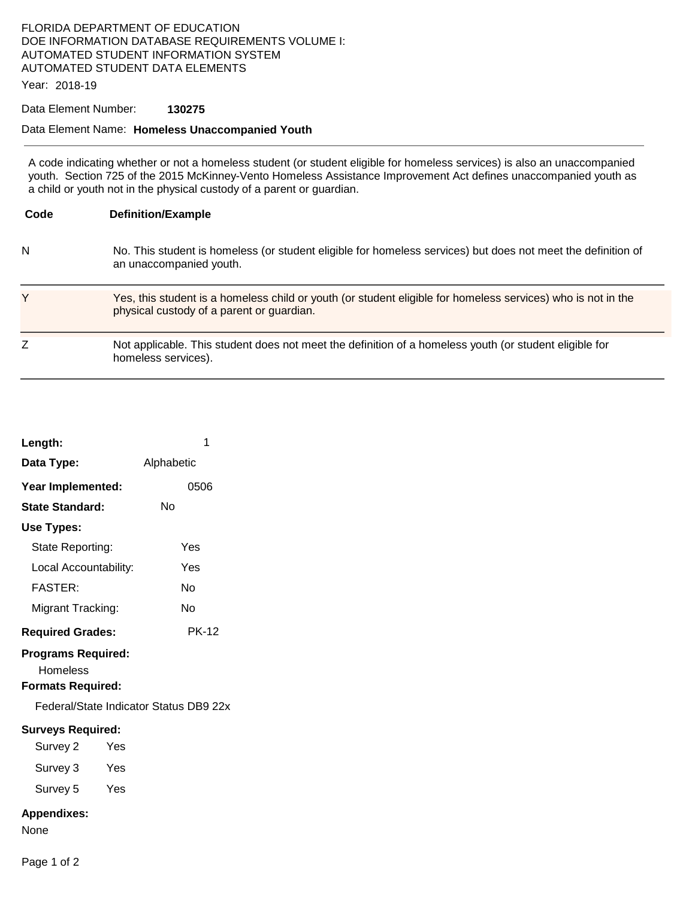FLORIDA DEPARTMENT OF EDUCATION
DOE INFORMATION DATABASE REQUIREMENTS VOLUME I:
AUTOMATED STUDENT INFORMATION SYSTEM
AUTOMATED STUDENT DATA ELEMENTS

Year: 2018-19

Data Element Number: **130275**

Data Element Name: **Homeless Unaccompanied Youth**

---

A code indicating whether or not a homeless student (or student eligible for homeless services) is also an unaccompanied youth. Section 725 of the 2015 McKinney-Vento Homeless Assistance Improvement Act defines unaccompanied youth as a child or youth not in the physical custody of a parent or guardian.

| Code | Definition/Example |
|---|---|
| N | No. This student is homeless (or student eligible for homeless services) but does not meet the definition of an unaccompanied youth. |
| Y | Yes, this student is a homeless child or youth (or student eligible for homeless services) who is not in the physical custody of a parent or guardian. |
| Z | Not applicable. This student does not meet the definition of a homeless youth (or student eligible for homeless services). |

**Length:** 1

**Data Type:** Alphabetic

**Year Implemented:** 0506

**State Standard:** No

**Use Types:**

- State Reporting: Yes
- Local Accountability: Yes
- FASTER: No
- Migrant Tracking: No

**Required Grades:** PK-12

**Programs Required:**

Homeless

**Formats Required:**

Federal/State Indicator Status DB9 22x

**Surveys Required:**

- Survey 2 Yes
- Survey 3 Yes
- Survey 5 Yes

**Appendixes:**

None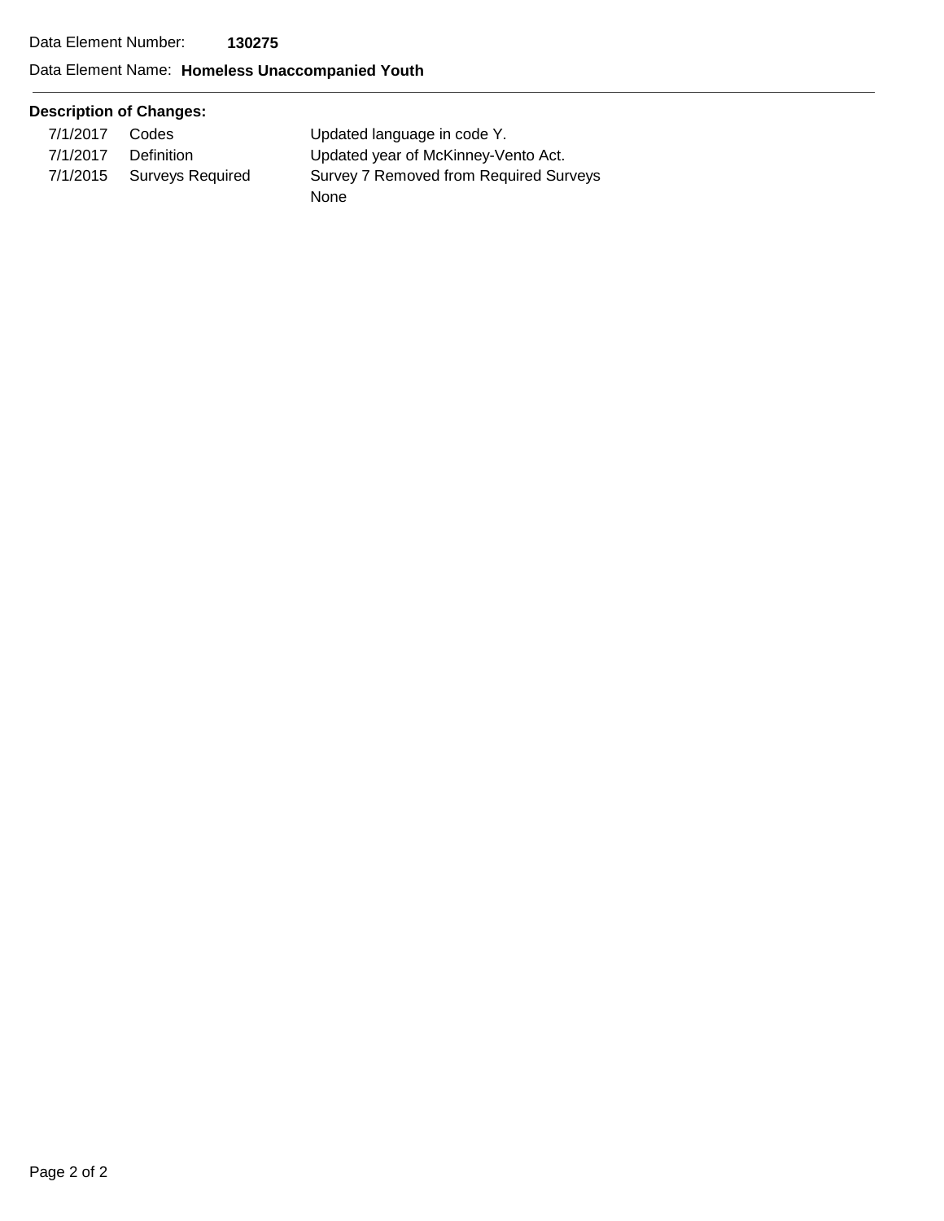Data Element Number: **130275**

Data Element Name: **Homeless Unaccompanied Youth**

**Description of Changes:**

| | | |
|---|---|---|
| 7/1/2017 | Codes | Updated language in code Y. |
| 7/1/2017 | Definition | Updated year of McKinney-Vento Act. |
| 7/1/2015 | Surveys Required | Survey 7 Removed from Required Surveys |
| | | None |